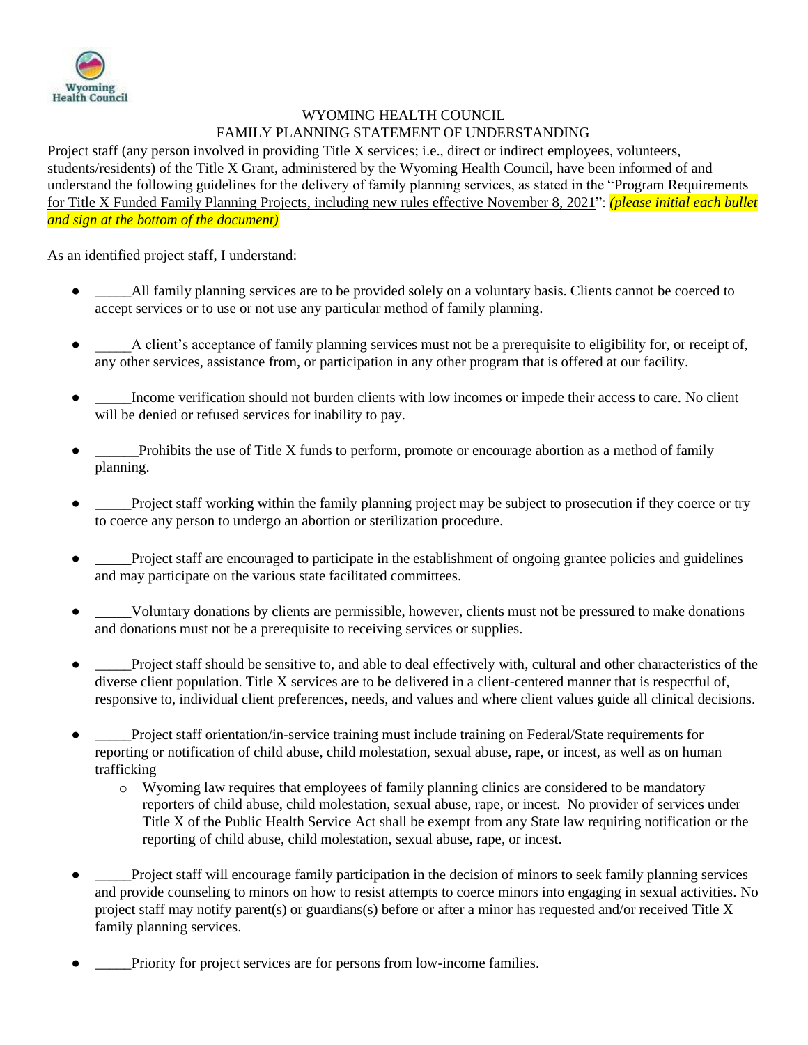WYOMING HEALTH COUNCIL

FAMILY PLANNING STATEMENT OF UNDERSTANDING

Project staff (any person involved in providing Title X services; i.e., direct or indirect employees, volunteers, students/residents) of the Title X Grant, administered by the Wyoming Health Council, have been informed of and understand the following guidelines for the delivery of family planning services, as stated in the "Program Requirements for Title X Funded Family Planning Projects, including new rules effective November 8, 2021": *(please initial each bullet and sign at the bottom of the document)*

As an identified project staff, I understand:

- _____All family planning services are to be provided solely on a voluntary basis. Clients cannot be coerced to accept services or to use or not use any particular method of family planning.

- _____A client's acceptance of family planning services must not be a prerequisite to eligibility for, or receipt of, any other services, assistance from, or participation in any other program that is offered at our facility.

- _____Income verification should not burden clients with low incomes or impede their access to care. No client will be denied or refused services for inability to pay.

- ______Prohibits the use of Title X funds to perform, promote or encourage abortion as a method of family planning.

- _____Project staff working within the family planning project may be subject to prosecution if they coerce or try to coerce any person to undergo an abortion or sterilization procedure.

- _____Project staff are encouraged to participate in the establishment of ongoing grantee policies and guidelines and may participate on the various state facilitated committees.

- _____Voluntary donations by clients are permissible, however, clients must not be pressured to make donations and donations must not be a prerequisite to receiving services or supplies.

- _____Project staff should be sensitive to, and able to deal effectively with, cultural and other characteristics of the diverse client population. Title X services are to be delivered in a client-centered manner that is respectful of, responsive to, individual client preferences, needs, and values and where client values guide all clinical decisions.

- _____Project staff orientation/in-service training must include training on Federal/State requirements for reporting or notification of child abuse, child molestation, sexual abuse, rape, or incest, as well as on human trafficking
  - Wyoming law requires that employees of family planning clinics are considered to be mandatory reporters of child abuse, child molestation, sexual abuse, rape, or incest. No provider of services under Title X of the Public Health Service Act shall be exempt from any State law requiring notification or the reporting of child abuse, child molestation, sexual abuse, rape, or incest.

- _____Project staff will encourage family participation in the decision of minors to seek family planning services and provide counseling to minors on how to resist attempts to coerce minors into engaging in sexual activities. No project staff may notify parent(s) or guardians(s) before or after a minor has requested and/or received Title X family planning services.

- _____Priority for project services are for persons from low-income families.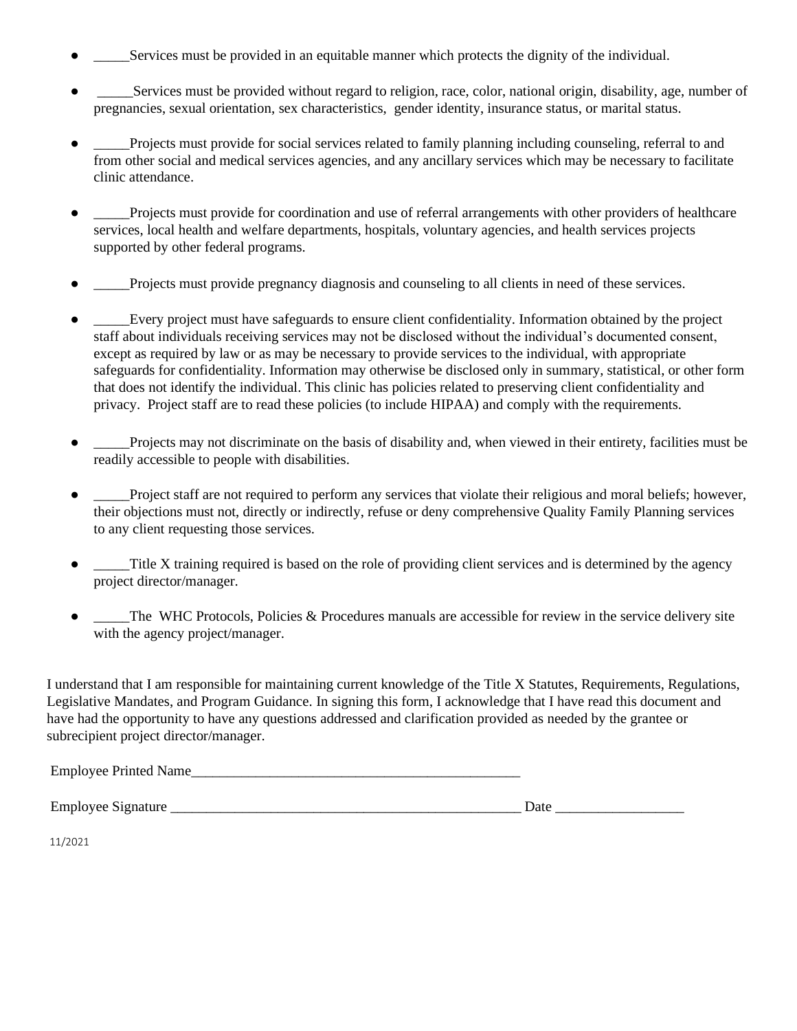- _____Services must be provided in an equitable manner which protects the dignity of the individual.
- _____Services must be provided without regard to religion, race, color, national origin, disability, age, number of pregnancies, sexual orientation, sex characteristics, gender identity, insurance status, or marital status.
- _____Projects must provide for social services related to family planning including counseling, referral to and from other social and medical services agencies, and any ancillary services which may be necessary to facilitate clinic attendance.
- _____Projects must provide for coordination and use of referral arrangements with other providers of healthcare services, local health and welfare departments, hospitals, voluntary agencies, and health services projects supported by other federal programs.
- _____Projects must provide pregnancy diagnosis and counseling to all clients in need of these services.
- _____Every project must have safeguards to ensure client confidentiality. Information obtained by the project staff about individuals receiving services may not be disclosed without the individual's documented consent, except as required by law or as may be necessary to provide services to the individual, with appropriate safeguards for confidentiality. Information may otherwise be disclosed only in summary, statistical, or other form that does not identify the individual. This clinic has policies related to preserving client confidentiality and privacy. Project staff are to read these policies (to include HIPAA) and comply with the requirements.
- _____Projects may not discriminate on the basis of disability and, when viewed in their entirety, facilities must be readily accessible to people with disabilities.
- _____Project staff are not required to perform any services that violate their religious and moral beliefs; however, their objections must not, directly or indirectly, refuse or deny comprehensive Quality Family Planning services to any client requesting those services.
- _____Title X training required is based on the role of providing client services and is determined by the agency project director/manager.
- _____The WHC Protocols, Policies & Procedures manuals are accessible for review in the service delivery site with the agency project/manager.

I understand that I am responsible for maintaining current knowledge of the Title X Statutes, Requirements, Regulations, Legislative Mandates, and Program Guidance. In signing this form, I acknowledge that I have read this document and have had the opportunity to have any questions addressed and clarification provided as needed by the grantee or subrecipient project director/manager.

Employee Printed Name_______________________________________________

Employee Signature _________________________________________________ Date __________________

11/2021